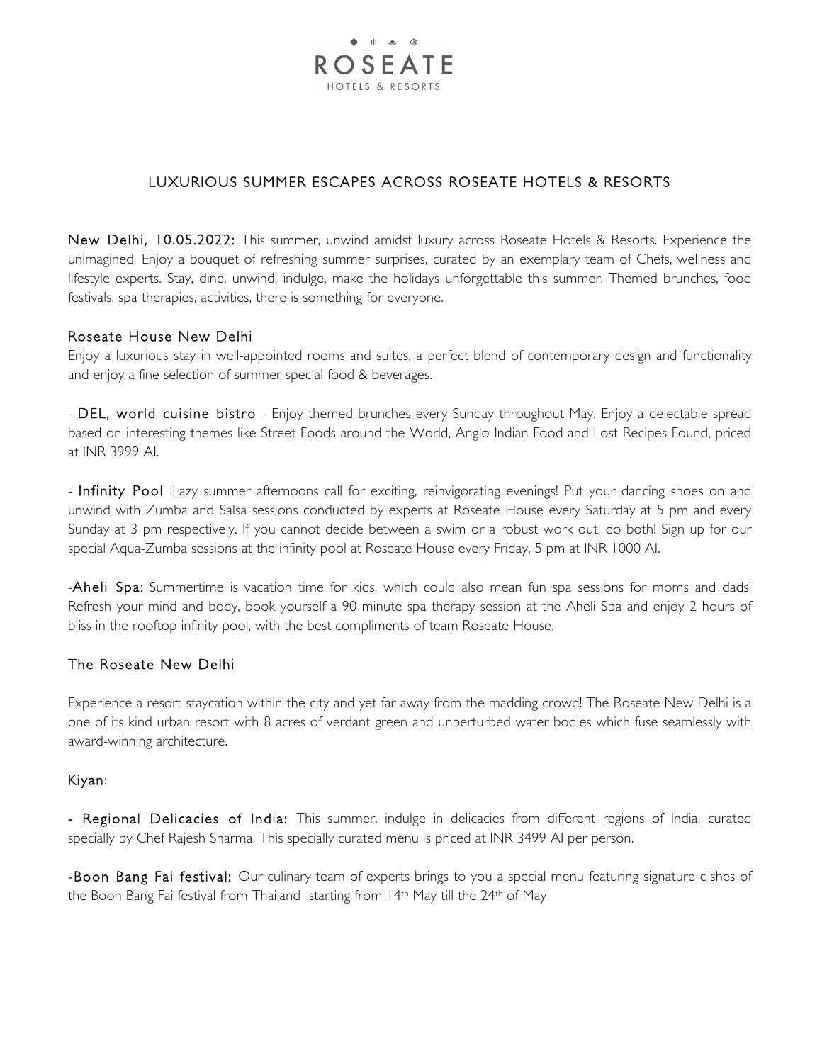ROSEATE
HOTELS & RESORTS

# LUXURIOUS SUMMER ESCAPES ACROSS ROSEATE HOTELS & RESORTS

**New Delhi, 10.05.2022:** This summer, unwind amidst luxury across Roseate Hotels & Resorts. Experience the unimagined. Enjoy a bouquet of refreshing summer surprises, curated by an exemplary team of Chefs, wellness and lifestyle experts. Stay, dine, unwind, indulge, make the holidays unforgettable this summer. Themed brunches, food festivals, spa therapies, activities, there is something for everyone.

## Roseate House New Delhi

Enjoy a luxurious stay in well-appointed rooms and suites, a perfect blend of contemporary design and functionality and enjoy a fine selection of summer special food & beverages.

- **DEL, world cuisine bistro** - Enjoy themed brunches every Sunday throughout May. Enjoy a delectable spread based on interesting themes like Street Foods around the World, Anglo Indian Food and Lost Recipes Found, priced at INR 3999 AI.

- **Infinity Pool** :Lazy summer afternoons call for exciting, reinvigorating evenings! Put your dancing shoes on and unwind with Zumba and Salsa sessions conducted by experts at Roseate House every Saturday at 5 pm and every Sunday at 3 pm respectively. If you cannot decide between a swim or a robust work out, do both! Sign up for our special Aqua-Zumba sessions at the infinity pool at Roseate House every Friday, 5 pm at INR 1000 AI.

-**Aheli Spa**: Summertime is vacation time for kids, which could also mean fun spa sessions for moms and dads! Refresh your mind and body, book yourself a 90 minute spa therapy session at the Aheli Spa and enjoy 2 hours of bliss in the rooftop infinity pool, with the best compliments of team Roseate House.

## The Roseate New Delhi

Experience a resort staycation within the city and yet far away from the madding crowd! The Roseate New Delhi is a one of its kind urban resort with 8 acres of verdant green and unperturbed water bodies which fuse seamlessly with award-winning architecture.

### Kiyan:

- **Regional Delicacies of India:** This summer, indulge in delicacies from different regions of India, curated specially by Chef Rajesh Sharma. This specially curated menu is priced at INR 3499 AI per person.

-**Boon Bang Fai festival:** Our culinary team of experts brings to you a special menu featuring signature dishes of the Boon Bang Fai festival from Thailand starting from 14th May till the 24th of May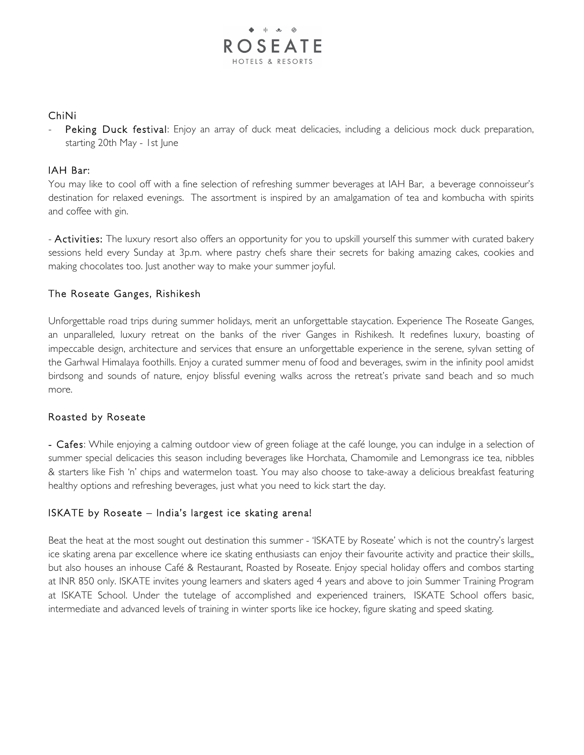## ChiNi

- **Peking Duck festival**: Enjoy an array of duck meat delicacies, including a delicious mock duck preparation, starting 20th May - 1st June

## IAH Bar:

You may like to cool off with a fine selection of refreshing summer beverages at IAH Bar, a beverage connoisseur's destination for relaxed evenings. The assortment is inspired by an amalgamation of tea and kombucha with spirits and coffee with gin.

- **Activities:** The luxury resort also offers an opportunity for you to upskill yourself this summer with curated bakery sessions held every Sunday at 3p.m. where pastry chefs share their secrets for baking amazing cakes, cookies and making chocolates too. Just another way to make your summer joyful.

## The Roseate Ganges, Rishikesh

Unforgettable road trips during summer holidays, merit an unforgettable staycation. Experience The Roseate Ganges, an unparalleled, luxury retreat on the banks of the river Ganges in Rishikesh. It redefines luxury, boasting of impeccable design, architecture and services that ensure an unforgettable experience in the serene, sylvan setting of the Garhwal Himalaya foothills. Enjoy a curated summer menu of food and beverages, swim in the infinity pool amidst birdsong and sounds of nature, enjoy blissful evening walks across the retreat's private sand beach and so much more.

## Roasted by Roseate

- **Cafes**: While enjoying a calming outdoor view of green foliage at the café lounge, you can indulge in a selection of summer special delicacies this season including beverages like Horchata, Chamomile and Lemongrass ice tea, nibbles & starters like Fish 'n' chips and watermelon toast. You may also choose to take-away a delicious breakfast featuring healthy options and refreshing beverages, just what you need to kick start the day.

## ISKATE by Roseate – India's largest ice skating arena!

Beat the heat at the most sought out destination this summer - 'ISKATE by Roseate' which is not the country's largest ice skating arena par excellence where ice skating enthusiasts can enjoy their favourite activity and practice their skills,, but also houses an inhouse Café & Restaurant, Roasted by Roseate. Enjoy special holiday offers and combos starting at INR 850 only. ISKATE invites young learners and skaters aged 4 years and above to join Summer Training Program at ISKATE School. Under the tutelage of accomplished and experienced trainers, ISKATE School offers basic, intermediate and advanced levels of training in winter sports like ice hockey, figure skating and speed skating.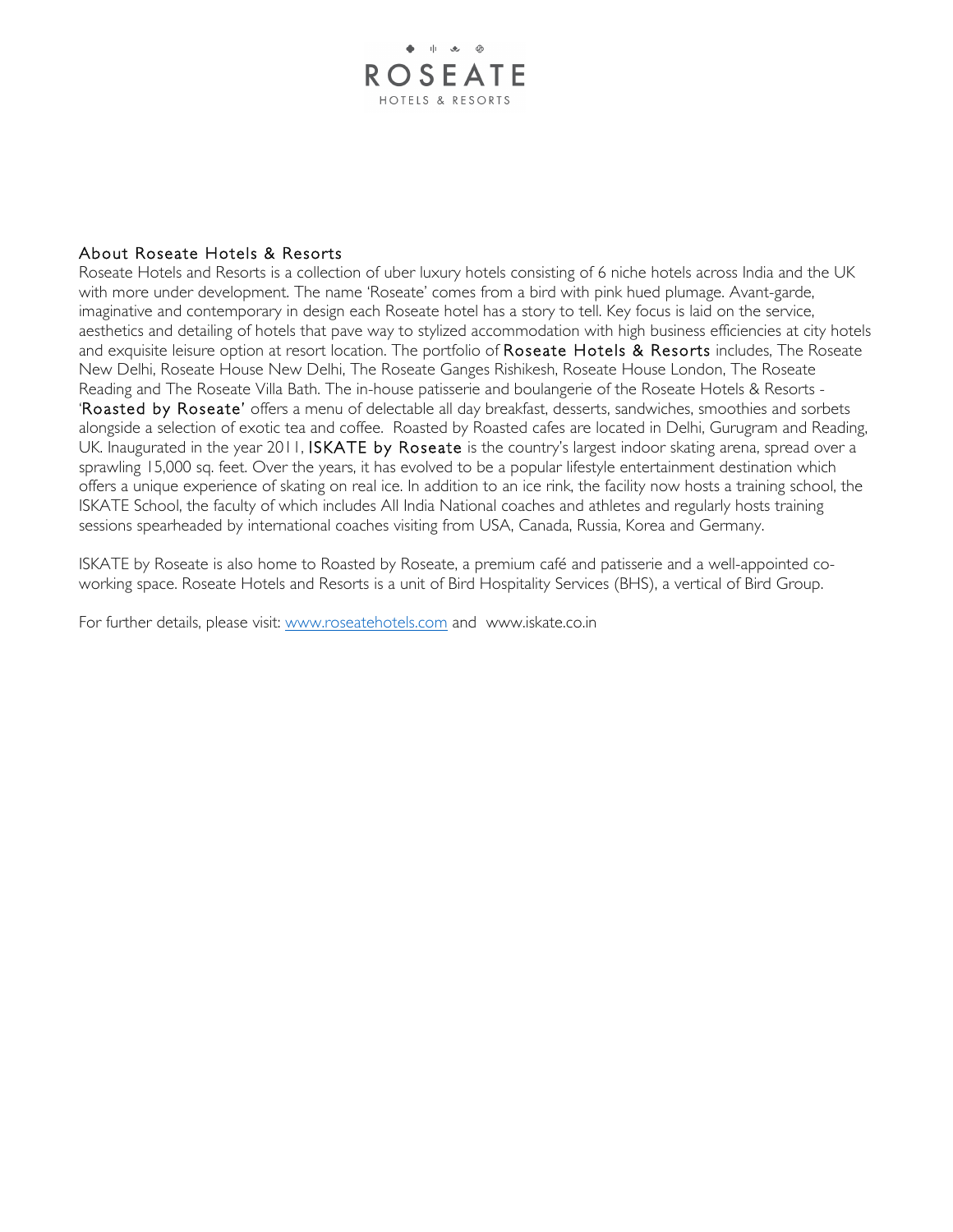## About Roseate Hotels & Resorts

Roseate Hotels and Resorts is a collection of uber luxury hotels consisting of 6 niche hotels across India and the UK with more under development. The name 'Roseate' comes from a bird with pink hued plumage. Avant-garde, imaginative and contemporary in design each Roseate hotel has a story to tell. Key focus is laid on the service, aesthetics and detailing of hotels that pave way to stylized accommodation with high business efficiencies at city hotels and exquisite leisure option at resort location. The portfolio of **Roseate Hotels & Resorts** includes, The Roseate New Delhi, Roseate House New Delhi, The Roseate Ganges Rishikesh, Roseate House London, The Roseate Reading and The Roseate Villa Bath. The in-house patisserie and boulangerie of the Roseate Hotels & Resorts - '**Roasted by Roseate'** offers a menu of delectable all day breakfast, desserts, sandwiches, smoothies and sorbets alongside a selection of exotic tea and coffee. Roasted by Roasted cafes are located in Delhi, Gurugram and Reading, UK. Inaugurated in the year 2011, **ISKATE by Roseate** is the country's largest indoor skating arena, spread over a sprawling 15,000 sq. feet. Over the years, it has evolved to be a popular lifestyle entertainment destination which offers a unique experience of skating on real ice. In addition to an ice rink, the facility now hosts a training school, the ISKATE School, the faculty of which includes All India National coaches and athletes and regularly hosts training sessions spearheaded by international coaches visiting from USA, Canada, Russia, Korea and Germany.

ISKATE by Roseate is also home to Roasted by Roseate, a premium café and patisserie and a well-appointed co-working space. Roseate Hotels and Resorts is a unit of Bird Hospitality Services (BHS), a vertical of Bird Group.

For further details, please visit: www.roseatehotels.com and www.iskate.co.in